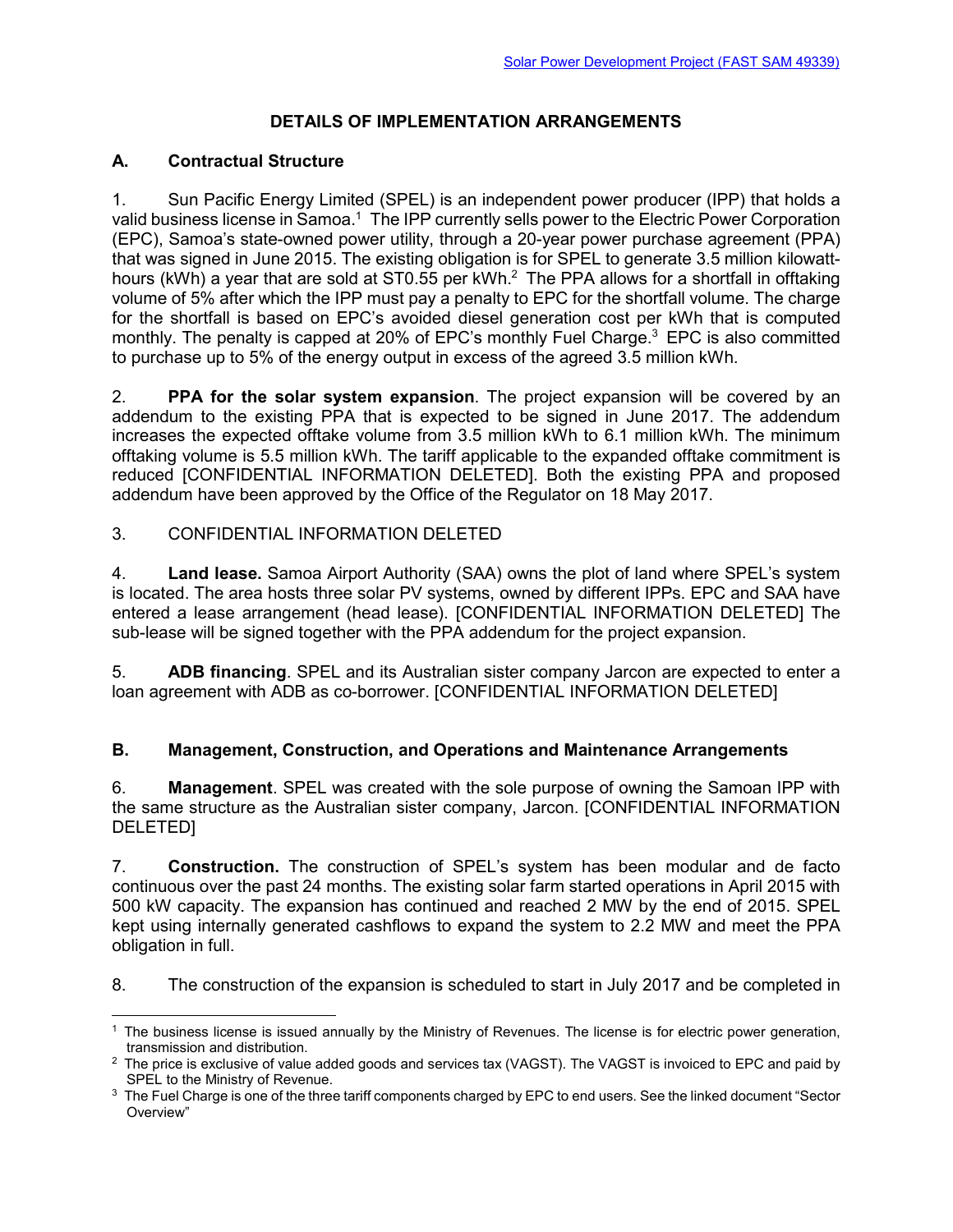## DETAILS OF IMPLEMENTATION ARRANGEMENTS

### A. Contractual Structure

1. Sun Pacific Energy Limited (SPEL) is an independent power producer (IPP) that holds a valid business license in Samoa.[1] The IPP currently sells power to the Electric Power Corporation (EPC), Samoa's state-owned power utility, through a 20-year power purchase agreement (PPA) that was signed in June 2015. The existing obligation is for SPEL to generate 3.5 million kilowatt-hours (kWh) a year that are sold at ST0.55 per kWh.[2] The PPA allows for a shortfall in offtaking volume of 5% after which the IPP must pay a penalty to EPC for the shortfall volume. The charge for the shortfall is based on EPC's avoided diesel generation cost per kWh that is computed monthly. The penalty is capped at 20% of EPC's monthly Fuel Charge.[3] EPC is also committed to purchase up to 5% of the energy output in excess of the agreed 3.5 million kWh.

2. **PPA for the solar system expansion**. The project expansion will be covered by an addendum to the existing PPA that is expected to be signed in June 2017. The addendum increases the expected offtake volume from 3.5 million kWh to 6.1 million kWh. The minimum offtaking volume is 5.5 million kWh. The tariff applicable to the expanded offtake commitment is reduced [CONFIDENTIAL INFORMATION DELETED]. Both the existing PPA and proposed addendum have been approved by the Office of the Regulator on 18 May 2017.

3. CONFIDENTIAL INFORMATION DELETED

4. **Land lease.** Samoa Airport Authority (SAA) owns the plot of land where SPEL's system is located. The area hosts three solar PV systems, owned by different IPPs. EPC and SAA have entered a lease arrangement (head lease). [CONFIDENTIAL INFORMATION DELETED] The sub-lease will be signed together with the PPA addendum for the project expansion.

5. **ADB financing**. SPEL and its Australian sister company Jarcon are expected to enter a loan agreement with ADB as co-borrower. [CONFIDENTIAL INFORMATION DELETED]

### B. Management, Construction, and Operations and Maintenance Arrangements

6. **Management**. SPEL was created with the sole purpose of owning the Samoan IPP with the same structure as the Australian sister company, Jarcon. [CONFIDENTIAL INFORMATION DELETED]

7. **Construction.** The construction of SPEL's system has been modular and de facto continuous over the past 24 months. The existing solar farm started operations in April 2015 with 500 kW capacity. The expansion has continued and reached 2 MW by the end of 2015. SPEL kept using internally generated cashflows to expand the system to 2.2 MW and meet the PPA obligation in full.

8. The construction of the expansion is scheduled to start in July 2017 and be completed in

---

[1] The business license is issued annually by the Ministry of Revenues. The license is for electric power generation, transmission and distribution.

[2] The price is exclusive of value added goods and services tax (VAGST). The VAGST is invoiced to EPC and paid by SPEL to the Ministry of Revenue.

[3] The Fuel Charge is one of the three tariff components charged by EPC to end users. See the linked document "Sector Overview"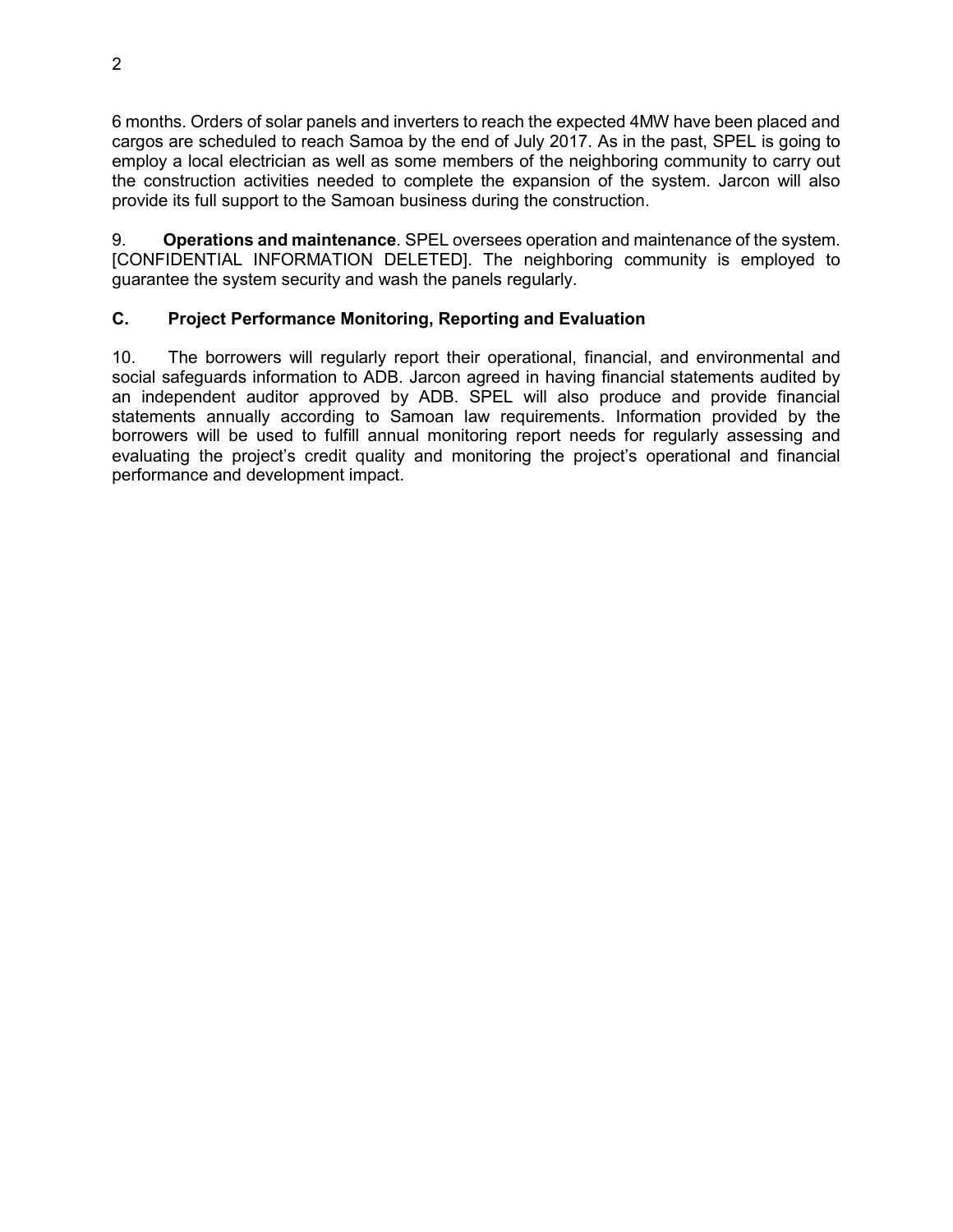6 months. Orders of solar panels and inverters to reach the expected 4MW have been placed and cargos are scheduled to reach Samoa by the end of July 2017. As in the past, SPEL is going to employ a local electrician as well as some members of the neighboring community to carry out the construction activities needed to complete the expansion of the system. Jarcon will also provide its full support to the Samoan business during the construction.

9. **Operations and maintenance**. SPEL oversees operation and maintenance of the system. [CONFIDENTIAL INFORMATION DELETED]. The neighboring community is employed to guarantee the system security and wash the panels regularly.

### C. Project Performance Monitoring, Reporting and Evaluation

10. The borrowers will regularly report their operational, financial, and environmental and social safeguards information to ADB. Jarcon agreed in having financial statements audited by an independent auditor approved by ADB. SPEL will also produce and provide financial statements annually according to Samoan law requirements. Information provided by the borrowers will be used to fulfill annual monitoring report needs for regularly assessing and evaluating the project's credit quality and monitoring the project's operational and financial performance and development impact.